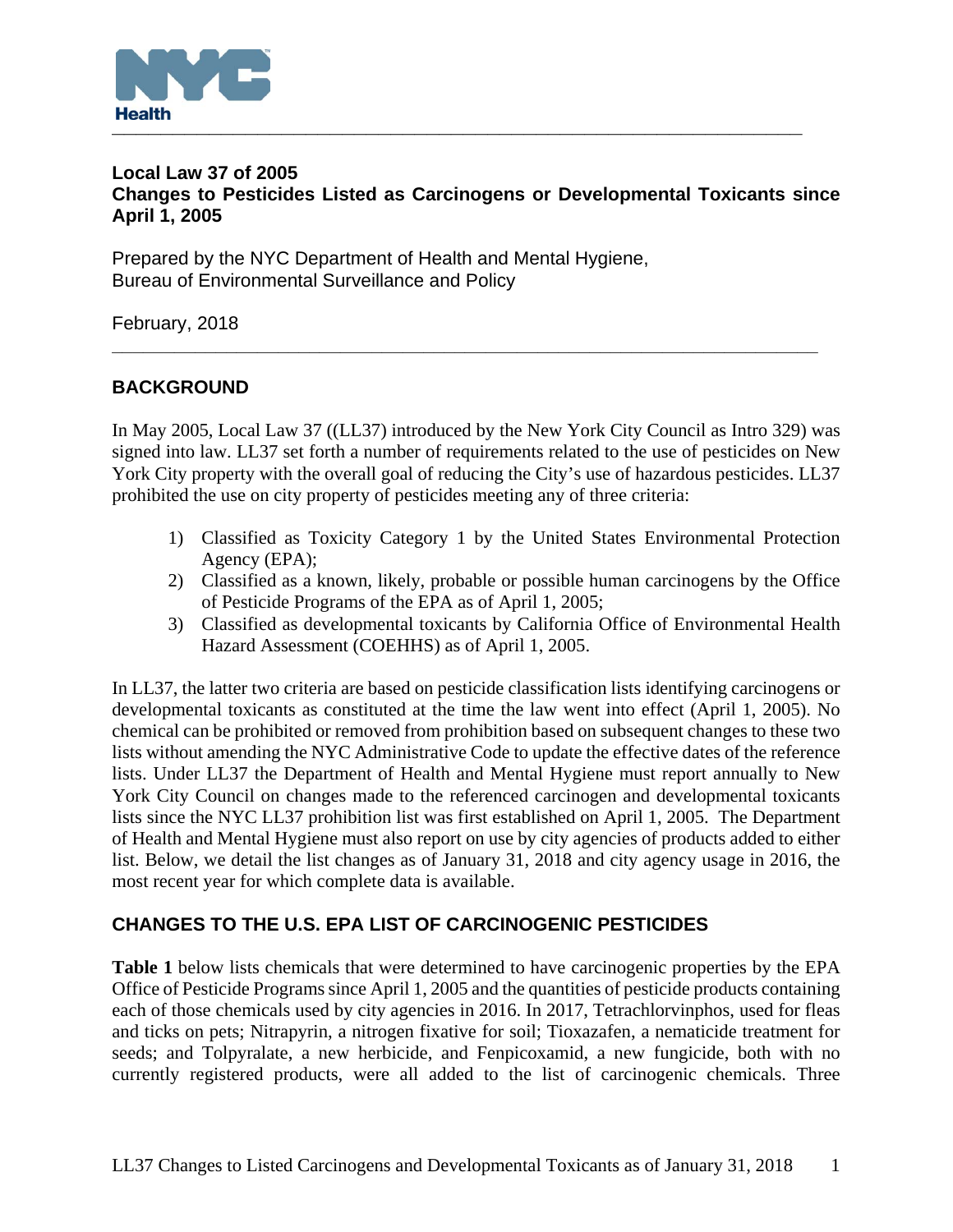**Local Law 37 of 2005**
**Changes to Pesticides Listed as Carcinogens or Developmental Toxicants since April 1, 2005**

Prepared by the NYC Department of Health and Mental Hygiene,
Bureau of Environmental Surveillance and Policy

February, 2018

## BACKGROUND

In May 2005, Local Law 37 ((LL37) introduced by the New York City Council as Intro 329) was signed into law. LL37 set forth a number of requirements related to the use of pesticides on New York City property with the overall goal of reducing the City's use of hazardous pesticides. LL37 prohibited the use on city property of pesticides meeting any of three criteria:

1) Classified as Toxicity Category 1 by the United States Environmental Protection Agency (EPA);
2) Classified as a known, likely, probable or possible human carcinogens by the Office of Pesticide Programs of the EPA as of April 1, 2005;
3) Classified as developmental toxicants by California Office of Environmental Health Hazard Assessment (COEHHS) as of April 1, 2005.

In LL37, the latter two criteria are based on pesticide classification lists identifying carcinogens or developmental toxicants as constituted at the time the law went into effect (April 1, 2005). No chemical can be prohibited or removed from prohibition based on subsequent changes to these two lists without amending the NYC Administrative Code to update the effective dates of the reference lists. Under LL37 the Department of Health and Mental Hygiene must report annually to New York City Council on changes made to the referenced carcinogen and developmental toxicants lists since the NYC LL37 prohibition list was first established on April 1, 2005. The Department of Health and Mental Hygiene must also report on use by city agencies of products added to either list. Below, we detail the list changes as of January 31, 2018 and city agency usage in 2016, the most recent year for which complete data is available.

## CHANGES TO THE U.S. EPA LIST OF CARCINOGENIC PESTICIDES

**Table 1** below lists chemicals that were determined to have carcinogenic properties by the EPA Office of Pesticide Programs since April 1, 2005 and the quantities of pesticide products containing each of those chemicals used by city agencies in 2016. In 2017, Tetrachlorvinphos, used for fleas and ticks on pets; Nitrapyrin, a nitrogen fixative for soil; Tioxazafen, a nematicide treatment for seeds; and Tolpyralate, a new herbicide, and Fenpicoxamid, a new fungicide, both with no currently registered products, were all added to the list of carcinogenic chemicals. Three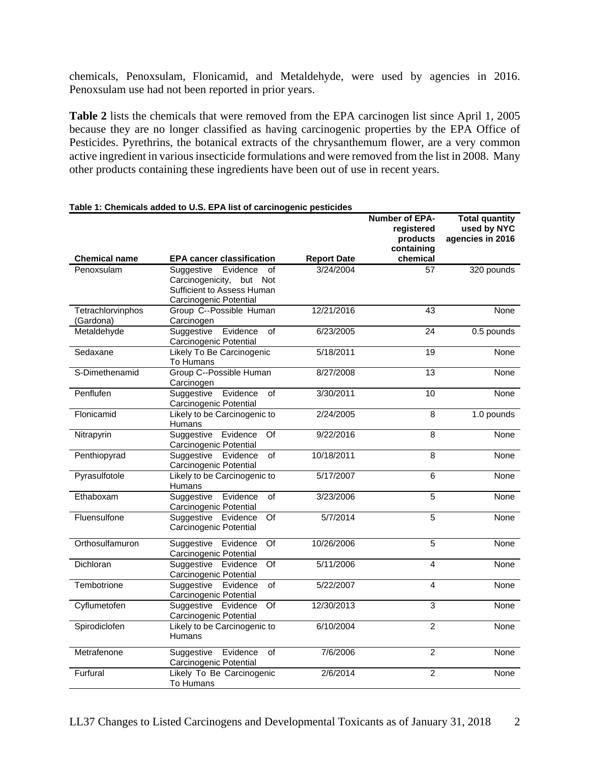chemicals, Penoxsulam, Flonicamid, and Metaldehyde, were used by agencies in 2016. Penoxsulam use had not been reported in prior years.

**Table 2** lists the chemicals that were removed from the EPA carcinogen list since April 1, 2005 because they are no longer classified as having carcinogenic properties by the EPA Office of Pesticides. Pyrethrins, the botanical extracts of the chrysanthemum flower, are a very common active ingredient in various insecticide formulations and were removed from the list in 2008. Many other products containing these ingredients have been out of use in recent years.

**Table 1: Chemicals added to U.S. EPA list of carcinogenic pesticides**

| Chemical name | EPA cancer classification | Report Date | Number of EPA-registered products containing chemical | Total quantity used by NYC agencies in 2016 |
|---|---|---|---|---|
| Penoxsulam | Suggestive Evidence of Carcinogenicity, but Not Sufficient to Assess Human Carcinogenic Potential | 3/24/2004 | 57 | 320 pounds |
| Tetrachlorvinphos (Gardona) | Group C--Possible Human Carcinogen | 12/21/2016 | 43 | None |
| Metaldehyde | Suggestive Evidence of Carcinogenic Potential | 6/23/2005 | 24 | 0.5 pounds |
| Sedaxane | Likely To Be Carcinogenic To Humans | 5/18/2011 | 19 | None |
| S-Dimethenamid | Group C--Possible Human Carcinogen | 8/27/2008 | 13 | None |
| Penflufen | Suggestive Evidence of Carcinogenic Potential | 3/30/2011 | 10 | None |
| Flonicamid | Likely to be Carcinogenic to Humans | 2/24/2005 | 8 | 1.0 pounds |
| Nitrapyrin | Suggestive Evidence Of Carcinogenic Potential | 9/22/2016 | 8 | None |
| Penthiopyrad | Suggestive Evidence of Carcinogenic Potential | 10/18/2011 | 8 | None |
| Pyrasulfotole | Likely to be Carcinogenic to Humans | 5/17/2007 | 6 | None |
| Ethaboxam | Suggestive Evidence of Carcinogenic Potential | 3/23/2006 | 5 | None |
| Fluensulfone | Suggestive Evidence Of Carcinogenic Potential | 5/7/2014 | 5 | None |
| Orthosulfamuron | Suggestive Evidence Of Carcinogenic Potential | 10/26/2006 | 5 | None |
| Dichloran | Suggestive Evidence Of Carcinogenic Potential | 5/11/2006 | 4 | None |
| Tembotrione | Suggestive Evidence of Carcinogenic Potential | 5/22/2007 | 4 | None |
| Cyflumetofen | Suggestive Evidence Of Carcinogenic Potential | 12/30/2013 | 3 | None |
| Spirodiclofen | Likely to be Carcinogenic to Humans | 6/10/2004 | 2 | None |
| Metrafenone | Suggestive Evidence of Carcinogenic Potential | 7/6/2006 | 2 | None |
| Furfural | Likely To Be Carcinogenic To Humans | 2/6/2014 | 2 | None |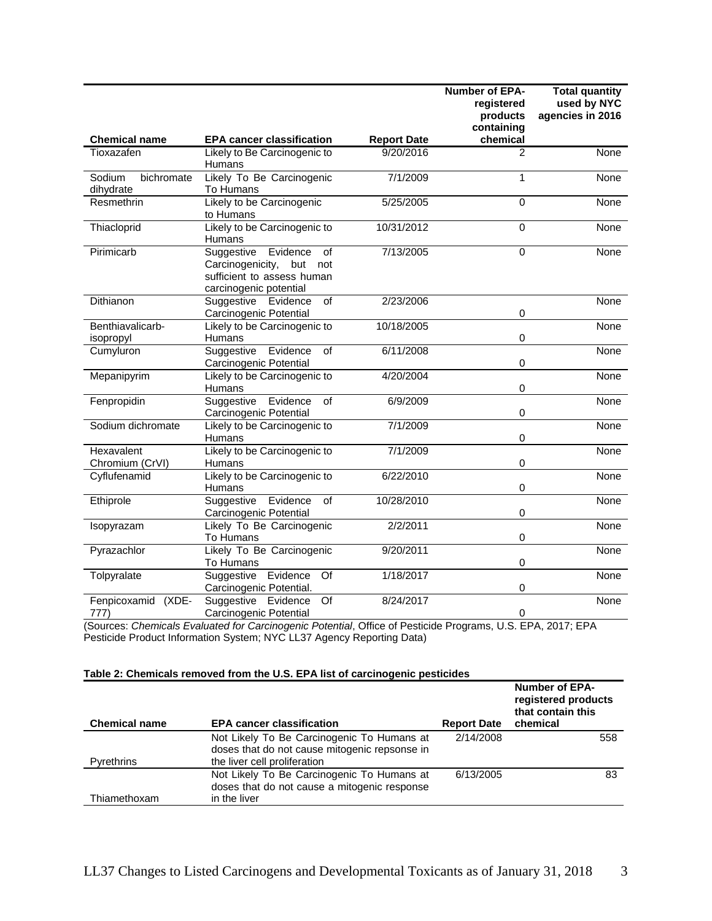| Chemical name | EPA cancer classification | Report Date | Number of EPA-registered products containing chemical | Total quantity used by NYC agencies in 2016 |
|---|---|---|---|---|
| Tioxazafen | Likely to Be Carcinogenic to Humans | 9/20/2016 | 2 | None |
| Sodium bichromate dihydrate | Likely To Be Carcinogenic To Humans | 7/1/2009 | 1 | None |
| Resmethrin | Likely to be Carcinogenic to Humans | 5/25/2005 | 0 | None |
| Thiacloprid | Likely to be Carcinogenic to Humans | 10/31/2012 | 0 | None |
| Pirimicarb | Suggestive Evidence of Carcinogenicity, but not sufficient to assess human carcinogenic potential | 7/13/2005 | 0 | None |
| Dithianon | Suggestive Evidence of Carcinogenic Potential | 2/23/2006 | 0 | None |
| Benthiavalicarb-isopropyl | Likely to be Carcinogenic to Humans | 10/18/2005 | 0 | None |
| Cumyluron | Suggestive Evidence of Carcinogenic Potential | 6/11/2008 | 0 | None |
| Mepanipyrim | Likely to be Carcinogenic to Humans | 4/20/2004 | 0 | None |
| Fenpropidin | Suggestive Evidence of Carcinogenic Potential | 6/9/2009 | 0 | None |
| Sodium dichromate | Likely to be Carcinogenic to Humans | 7/1/2009 | 0 | None |
| Hexavalent Chromium (CrVI) | Likely to be Carcinogenic to Humans | 7/1/2009 | 0 | None |
| Cyflufenamid | Likely to be Carcinogenic to Humans | 6/22/2010 | 0 | None |
| Ethiprole | Suggestive Evidence of Carcinogenic Potential | 10/28/2010 | 0 | None |
| Isopyrazam | Likely To Be Carcinogenic To Humans | 2/2/2011 | 0 | None |
| Pyrazachlor | Likely To Be Carcinogenic To Humans | 9/20/2011 | 0 | None |
| Tolpyralate | Suggestive Evidence Of Carcinogenic Potential. | 1/18/2017 | 0 | None |
| Fenpicoxamid (XDE-777) | Suggestive Evidence Of Carcinogenic Potential | 8/24/2017 | 0 | None |

(Sources: *Chemicals Evaluated for Carcinogenic Potential*, Office of Pesticide Programs, U.S. EPA, 2017; EPA Pesticide Product Information System; NYC LL37 Agency Reporting Data)

**Table 2: Chemicals removed from the U.S. EPA list of carcinogenic pesticides**

| Chemical name | EPA cancer classification | Report Date | Number of EPA-registered products that contain this chemical |
|---|---|---|---|
| Pyrethrins | Not Likely To Be Carcinogenic To Humans at doses that do not cause mitogenic repsonse in the liver cell proliferation | 2/14/2008 | 558 |
| Thiamethoxam | Not Likely To Be Carcinogenic To Humans at doses that do not cause a mitogenic response in the liver | 6/13/2005 | 83 |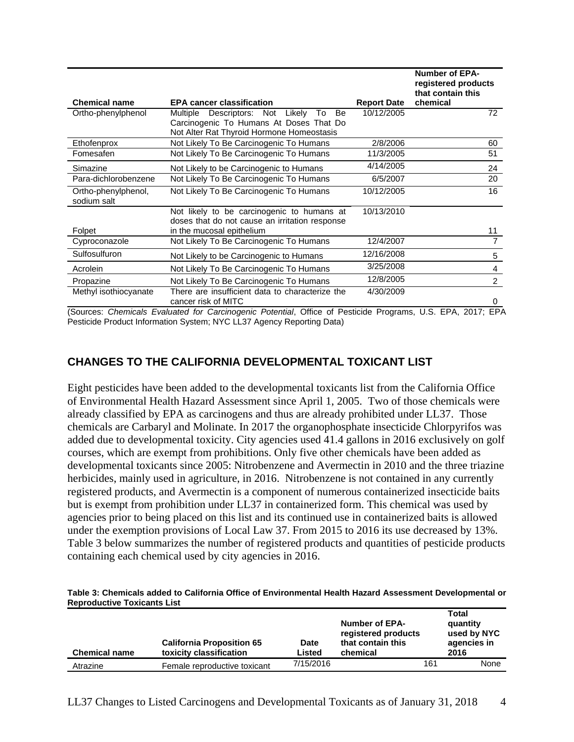| Chemical name | EPA cancer classification | Report Date | Number of EPA-registered products that contain this chemical |
|---|---|---|---|
| Ortho-phenylphenol | Multiple Descriptors: Not Likely To Be Carcinogenic To Humans At Doses That Do Not Alter Rat Thyroid Hormone Homeostasis | 10/12/2005 | 72 |
| Ethofenprox | Not Likely To Be Carcinogenic To Humans | 2/8/2006 | 60 |
| Fomesafen | Not Likely To Be Carcinogenic To Humans | 11/3/2005 | 51 |
| Simazine | Not Likely to be Carcinogenic to Humans | 4/14/2005 | 24 |
| Para-dichlorobenzene | Not Likely To Be Carcinogenic To Humans | 6/5/2007 | 20 |
| Ortho-phenylphenol, sodium salt | Not Likely To Be Carcinogenic To Humans | 10/12/2005 | 16 |
| Folpet | Not likely to be carcinogenic to humans at doses that do not cause an irritation response in the mucosal epithelium | 10/13/2010 | 11 |
| Cyproconazole | Not Likely To Be Carcinogenic To Humans | 12/4/2007 | 7 |
| Sulfosulfuron | Not Likely to be Carcinogenic to Humans | 12/16/2008 | 5 |
| Acrolein | Not Likely To Be Carcinogenic To Humans | 3/25/2008 | 4 |
| Propazine | Not Likely To Be Carcinogenic To Humans | 12/8/2005 | 2 |
| Methyl isothiocyanate | There are insufficient data to characterize the cancer risk of MITC | 4/30/2009 | 0 |

(Sources: *Chemicals Evaluated for Carcinogenic Potential*, Office of Pesticide Programs, U.S. EPA, 2017; EPA Pesticide Product Information System; NYC LL37 Agency Reporting Data)

## CHANGES TO THE CALIFORNIA DEVELOPMENTAL TOXICANT LIST

Eight pesticides have been added to the developmental toxicants list from the California Office of Environmental Health Hazard Assessment since April 1, 2005. Two of those chemicals were already classified by EPA as carcinogens and thus are already prohibited under LL37. Those chemicals are Carbaryl and Molinate. In 2017 the organophosphate insecticide Chlorpyrifos was added due to developmental toxicity. City agencies used 41.4 gallons in 2016 exclusively on golf courses, which are exempt from prohibitions. Only five other chemicals have been added as developmental toxicants since 2005: Nitrobenzene and Avermectin in 2010 and the three triazine herbicides, mainly used in agriculture, in 2016. Nitrobenzene is not contained in any currently registered products, and Avermectin is a component of numerous containerized insecticide baits but is exempt from prohibition under LL37 in containerized form. This chemical was used by agencies prior to being placed on this list and its continued use in containerized baits is allowed under the exemption provisions of Local Law 37. From 2015 to 2016 its use decreased by 13%. Table 3 below summarizes the number of registered products and quantities of pesticide products containing each chemical used by city agencies in 2016.

**Table 3: Chemicals added to California Office of Environmental Health Hazard Assessment Developmental or Reproductive Toxicants List**

| Chemical name | California Proposition 65 toxicity classification | Date Listed | Number of EPA-registered products that contain this chemical | Total quantity used by NYC agencies in 2016 |
|---|---|---|---|---|
| Atrazine | Female reproductive toxicant | 7/15/2016 | 161 | None |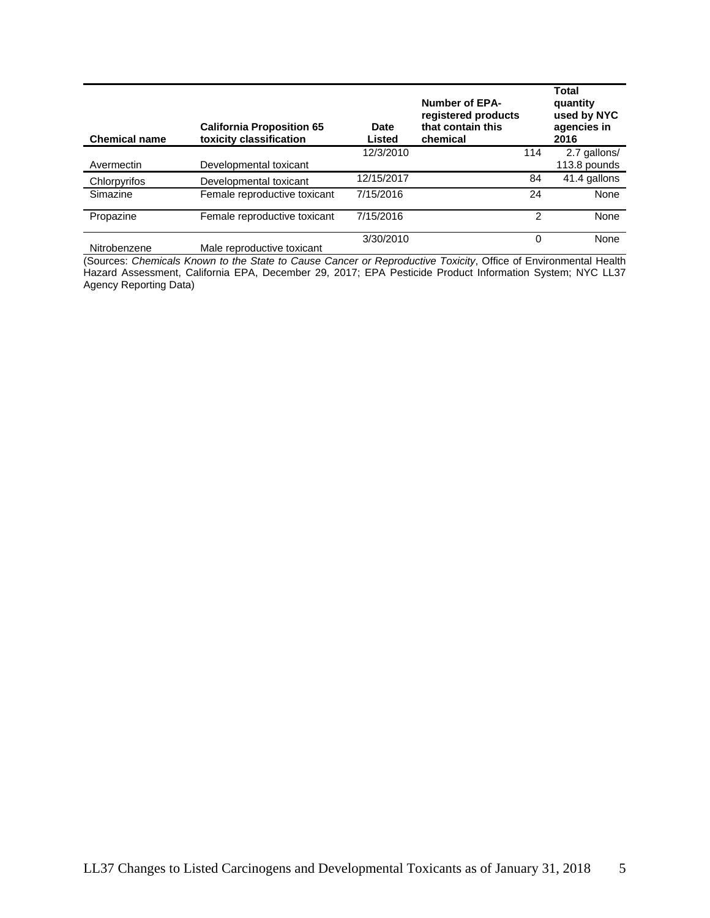| Chemical name | California Proposition 65 toxicity classification | Date Listed | Number of EPA-registered products that contain this chemical | Total quantity used by NYC agencies in 2016 |
|---|---|---|---|---|
| Avermectin | Developmental toxicant | 12/3/2010 | 114 | 2.7 gallons/ 113.8 pounds |
| Chlorpyrifos | Developmental toxicant | 12/15/2017 | 84 | 41.4 gallons |
| Simazine | Female reproductive toxicant | 7/15/2016 | 24 | None |
| Propazine | Female reproductive toxicant | 7/15/2016 | 2 | None |
| Nitrobenzene | Male reproductive toxicant | 3/30/2010 | 0 | None |

(Sources: *Chemicals Known to the State to Cause Cancer or Reproductive Toxicity*, Office of Environmental Health Hazard Assessment, California EPA, December 29, 2017; EPA Pesticide Product Information System; NYC LL37 Agency Reporting Data)